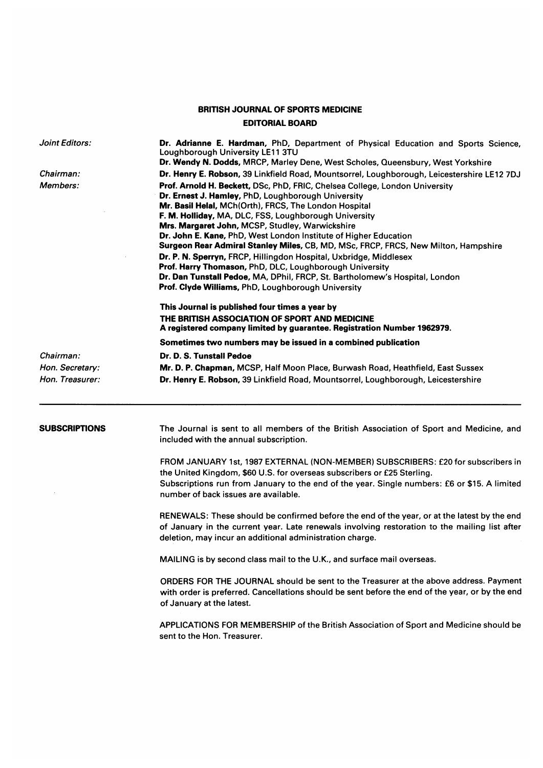# BRITISH JOURNAL OF SPORTS MEDICINE

## EDITORIAL BOARD

*Joint Editors:*

**Dr. Adrianne E. Hardman,** PhD, Department of Physical Education and Sports Science, Loughborough University LE11 3TU

**Dr. Wendy N. Dodds,** MRCP, Marley Dene, West Scholes, Queensbury, West Yorkshire

*Chairman:*

**Dr. Henry E. Robson,** 39 Linkfield Road, Mountsorrel, Loughborough, Leicestershire LE12 7DJ

*Members:*

**Prof. Arnold H. Beckett,** DSc, PhD, FRIC, Chelsea College, London University
**Dr. Ernest J. Hamley,** PhD, Loughborough University
**Mr. Basil Helal,** MCh(Orth), FRCS, The London Hospital
**F. M. Holliday,** MA, DLC, FSS, Loughborough University
**Mrs. Margaret John,** MCSP, Studley, Warwickshire
**Dr. John E. Kane,** PhD, West London Institute of Higher Education
**Surgeon Rear Admiral Stanley Miles,** CB, MD, MSc, FRCP, FRCS, New Milton, Hampshire
**Dr. P. N. Sperryn,** FRCP, Hillingdon Hospital, Uxbridge, Middlesex
**Prof. Harry Thomason,** PhD, DLC, Loughborough University
**Dr. Dan Tunstall Pedoe,** MA, DPhil, FRCP, St. Bartholomew's Hospital, London
**Prof. Clyde Williams,** PhD, Loughborough University

**This Journal is published four times a year by**
**THE BRITISH ASSOCIATION OF SPORT AND MEDICINE**
**A registered company limited by guarantee. Registration Number 1962979.**

**Sometimes two numbers may be issued in a combined publication**

*Chairman:* **Dr. D. S. Tunstall Pedoe**

*Hon. Secretary:* **Mr. D. P. Chapman,** MCSP, Half Moon Place, Burwash Road, Heathfield, East Sussex

*Hon. Treasurer:* **Dr. Henry E. Robson,** 39 Linkfield Road, Mountsorrel, Loughborough, Leicestershire

---

**SUBSCRIPTIONS**

The Journal is sent to all members of the British Association of Sport and Medicine, and included with the annual subscription.

FROM JANUARY 1st, 1987 EXTERNAL (NON-MEMBER) SUBSCRIBERS: £20 for subscribers in the United Kingdom, $60 U.S. for overseas subscribers or £25 Sterling.
Subscriptions run from January to the end of the year. Single numbers: £6 or $15. A limited number of back issues are available.

RENEWALS: These should be confirmed before the end of the year, or at the latest by the end of January in the current year. Late renewals involving restoration to the mailing list after deletion, may incur an additional administration charge.

MAILING is by second class mail to the U.K., and surface mail overseas.

ORDERS FOR THE JOURNAL should be sent to the Treasurer at the above address. Payment with order is preferred. Cancellations should be sent before the end of the year, or by the end of January at the latest.

APPLICATIONS FOR MEMBERSHIP of the British Association of Sport and Medicine should be sent to the Hon. Treasurer.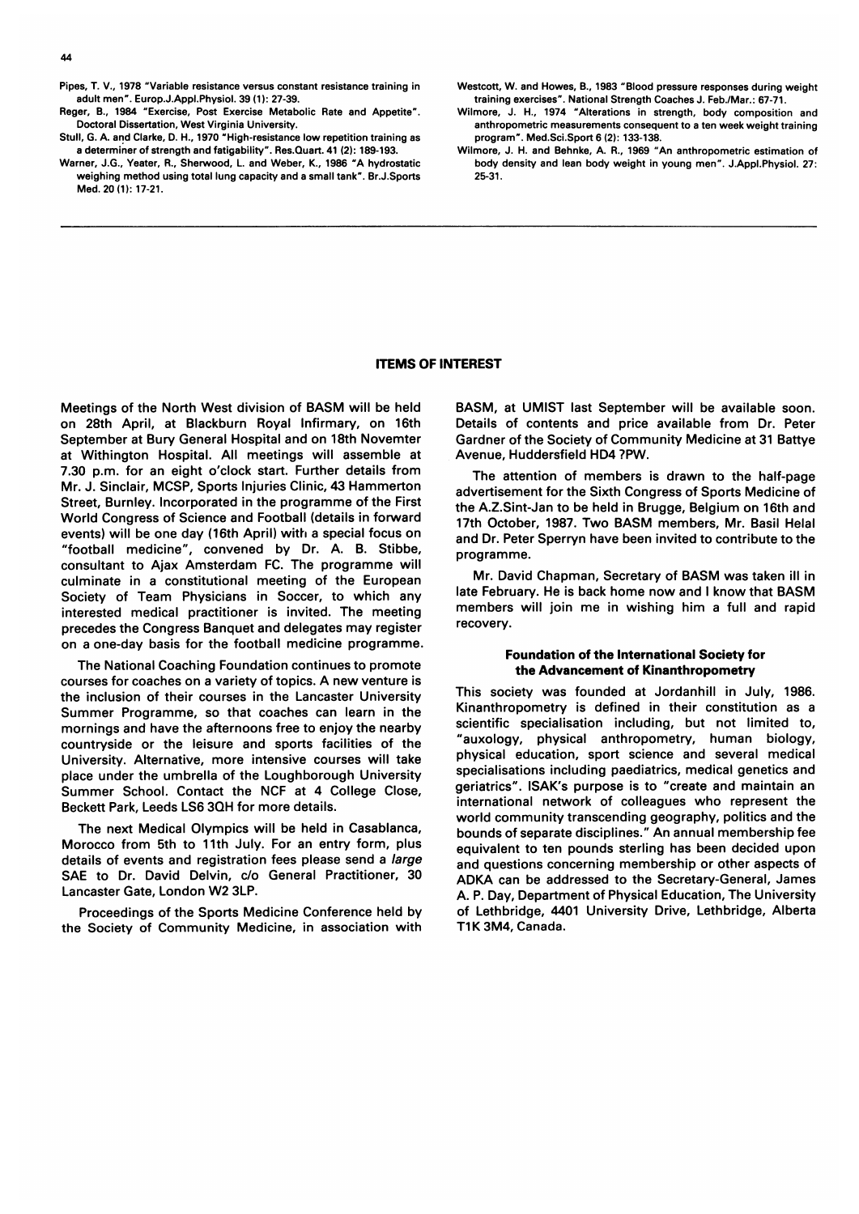Pipes, T. V., 1978 "Variable resistance versus constant resistance training in adult men". Europ.J.Appl.Physiol. 39 (1): 27-39.

Reger, B., 1984 "Exercise, Post Exercise Metabolic Rate and Appetite". Doctoral Dissertation, West Virginia University.

Stull, G. A. and Clarke, D. H., 1970 "High-resistance low repetition training as a determiner of strength and fatigability". Res.Quart. 41 (2): 189-193.

Warner, J.G., Yeater, R., Sherwood, L. and Weber, K., 1986 "A hydrostatic weighing method using total lung capacity and a small tank". Br.J.Sports Med. 20 (1): 17-21.

Westcott, W. and Howes, B., 1983 "Blood pressure responses during weight training exercises". National Strength Coaches J. Feb./Mar.: 67-71.

Wilmore, J. H., 1974 "Alterations in strength, body composition and anthropometric measurements consequent to a ten week weight training program". Med.Sci.Sport 6 (2): 133-138.

Wilmore, J. H. and Behnke, A. R., 1969 "An anthropometric estimation of body density and lean body weight in young men". J.Appl.Physiol. 27: 25-31.

## ITEMS OF INTEREST

Meetings of the North West division of BASM will be held on 28th April, at Blackburn Royal Infirmary, on 16th September at Bury General Hospital and on 18th Novemter at Withington Hospital. All meetings will assemble at 7.30 p.m. for an eight o'clock start. Further details from Mr. J. Sinclair, MCSP, Sports Injuries Clinic, 43 Hammerton Street, Burnley. Incorporated in the programme of the First World Congress of Science and Football (details in forward events) will be one day (16th April) with a special focus on "football medicine", convened by Dr. A. B. Stibbe, consultant to Ajax Amsterdam FC. The programme will culminate in a constitutional meeting of the European Society of Team Physicians in Soccer, to which any interested medical practitioner is invited. The meeting precedes the Congress Banquet and delegates may register on a one-day basis for the football medicine programme.

The National Coaching Foundation continues to promote courses for coaches on a variety of topics. A new venture is the inclusion of their courses in the Lancaster University Summer Programme, so that coaches can learn in the mornings and have the afternoons free to enjoy the nearby countryside or the leisure and sports facilities of the University. Alternative, more intensive courses will take place under the umbrella of the Loughborough University Summer School. Contact the NCF at 4 College Close, Beckett Park, Leeds LS6 3QH for more details.

The next Medical Olympics will be held in Casablanca, Morocco from 5th to 11th July. For an entry form, plus details of events and registration fees please send a *large* SAE to Dr. David Delvin, c/o General Practitioner, 30 Lancaster Gate, London W2 3LP.

Proceedings of the Sports Medicine Conference held by the Society of Community Medicine, in association with BASM, at UMIST last September will be available soon. Details of contents and price available from Dr. Peter Gardner of the Society of Community Medicine at 31 Battye Avenue, Huddersfield HD4 ?PW.

The attention of members is drawn to the half-page advertisement for the Sixth Congress of Sports Medicine of the A.Z.Sint-Jan to be held in Brugge, Belgium on 16th and 17th October, 1987. Two BASM members, Mr. Basil Helal and Dr. Peter Sperryn have been invited to contribute to the programme.

Mr. David Chapman, Secretary of BASM was taken ill in late February. He is back home now and I know that BASM members will join me in wishing him a full and rapid recovery.

### Foundation of the International Society for the Advancement of Kinanthropometry

This society was founded at Jordanhill in July, 1986. Kinanthropometry is defined in their constitution as a scientific specialisation including, but not limited to, "auxology, physical anthropometry, human biology, physical education, sport science and several medical specialisations including paediatrics, medical genetics and geriatrics". ISAK's purpose is to "create and maintain an international network of colleagues who represent the world community transcending geography, politics and the bounds of separate disciplines." An annual membership fee equivalent to ten pounds sterling has been decided upon and questions concerning membership or other aspects of ADKA can be addressed to the Secretary-General, James A. P. Day, Department of Physical Education, The University of Lethbridge, 4401 University Drive, Lethbridge, Alberta T1K 3M4, Canada.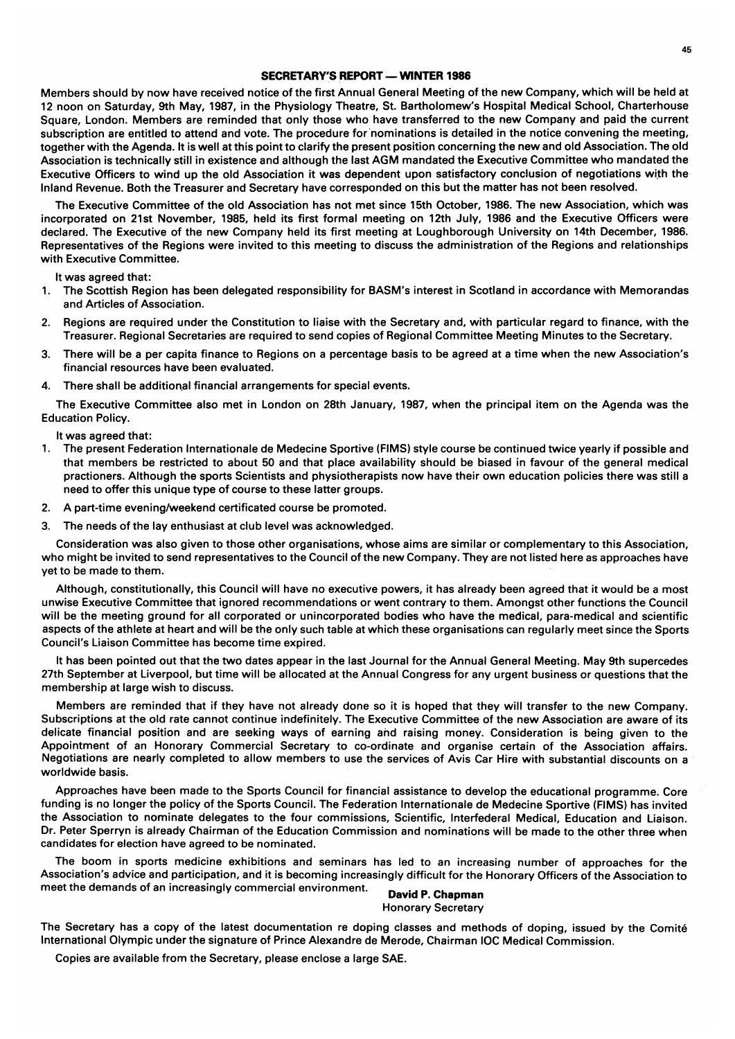## SECRETARY'S REPORT — WINTER 1986

Members should by now have received notice of the first Annual General Meeting of the new Company, which will be held at 12 noon on Saturday, 9th May, 1987, in the Physiology Theatre, St. Bartholomew's Hospital Medical School, Charterhouse Square, London. Members are reminded that only those who have transferred to the new Company and paid the current subscription are entitled to attend and vote. The procedure for nominations is detailed in the notice convening the meeting, together with the Agenda. It is well at this point to clarify the present position concerning the new and old Association. The old Association is technically still in existence and although the last AGM mandated the Executive Committee who mandated the Executive Officers to wind up the old Association it was dependent upon satisfactory conclusion of negotiations with the Inland Revenue. Both the Treasurer and Secretary have corresponded on this but the matter has not been resolved.

The Executive Committee of the old Association has not met since 15th October, 1986. The new Association, which was incorporated on 21st November, 1985, held its first formal meeting on 12th July, 1986 and the Executive Officers were declared. The Executive of the new Company held its first meeting at Loughborough University on 14th December, 1986. Representatives of the Regions were invited to this meeting to discuss the administration of the Regions and relationships with Executive Committee.

It was agreed that:

1. The Scottish Region has been delegated responsibility for BASM's interest in Scotland in accordance with Memorandas and Articles of Association.
2. Regions are required under the Constitution to liaise with the Secretary and, with particular regard to finance, with the Treasurer. Regional Secretaries are required to send copies of Regional Committee Meeting Minutes to the Secretary.
3. There will be a per capita finance to Regions on a percentage basis to be agreed at a time when the new Association's financial resources have been evaluated.
4. There shall be additional financial arrangements for special events.

The Executive Committee also met in London on 28th January, 1987, when the principal item on the Agenda was the Education Policy.

It was agreed that:

1. The present Federation Internationale de Medecine Sportive (FIMS) style course be continued twice yearly if possible and that members be restricted to about 50 and that place availability should be biased in favour of the general medical practioners. Although the sports Scientists and physiotherapists now have their own education policies there was still a need to offer this unique type of course to these latter groups.
2. A part-time evening/weekend certificated course be promoted.
3. The needs of the lay enthusiast at club level was acknowledged.

Consideration was also given to those other organisations, whose aims are similar or complementary to this Association, who might be invited to send representatives to the Council of the new Company. They are not listed here as approaches have yet to be made to them.

Although, constitutionally, this Council will have no executive powers, it has already been agreed that it would be a most unwise Executive Committee that ignored recommendations or went contrary to them. Amongst other functions the Council will be the meeting ground for all corporated or unincorporated bodies who have the medical, para-medical and scientific aspects of the athlete at heart and will be the only such table at which these organisations can regularly meet since the Sports Council's Liaison Committee has become time expired.

It has been pointed out that the two dates appear in the last Journal for the Annual General Meeting. May 9th supercedes 27th September at Liverpool, but time will be allocated at the Annual Congress for any urgent business or questions that the membership at large wish to discuss.

Members are reminded that if they have not already done so it is hoped that they will transfer to the new Company. Subscriptions at the old rate cannot continue indefinitely. The Executive Committee of the new Association are aware of its delicate financial position and are seeking ways of earning and raising money. Consideration is being given to the Appointment of an Honorary Commercial Secretary to co-ordinate and organise certain of the Association affairs. Negotiations are nearly completed to allow members to use the services of Avis Car Hire with substantial discounts on a worldwide basis.

Approaches have been made to the Sports Council for financial assistance to develop the educational programme. Core funding is no longer the policy of the Sports Council. The Federation Internationale de Medecine Sportive (FIMS) has invited the Association to nominate delegates to the four commissions, Scientific, Interfederal Medical, Education and Liaison. Dr. Peter Sperryn is already Chairman of the Education Commission and nominations will be made to the other three when candidates for election have agreed to be nominated.

The boom in sports medicine exhibitions and seminars has led to an increasing number of approaches for the Association's advice and participation, and it is becoming increasingly difficult for the Honorary Officers of the Association to meet the demands of an increasingly commercial environment.

**David P. Chapman**
Honorary Secretary

The Secretary has a copy of the latest documentation re doping classes and methods of doping, issued by the Comité International Olympic under the signature of Prince Alexandre de Merode, Chairman IOC Medical Commission.

Copies are available from the Secretary, please enclose a large SAE.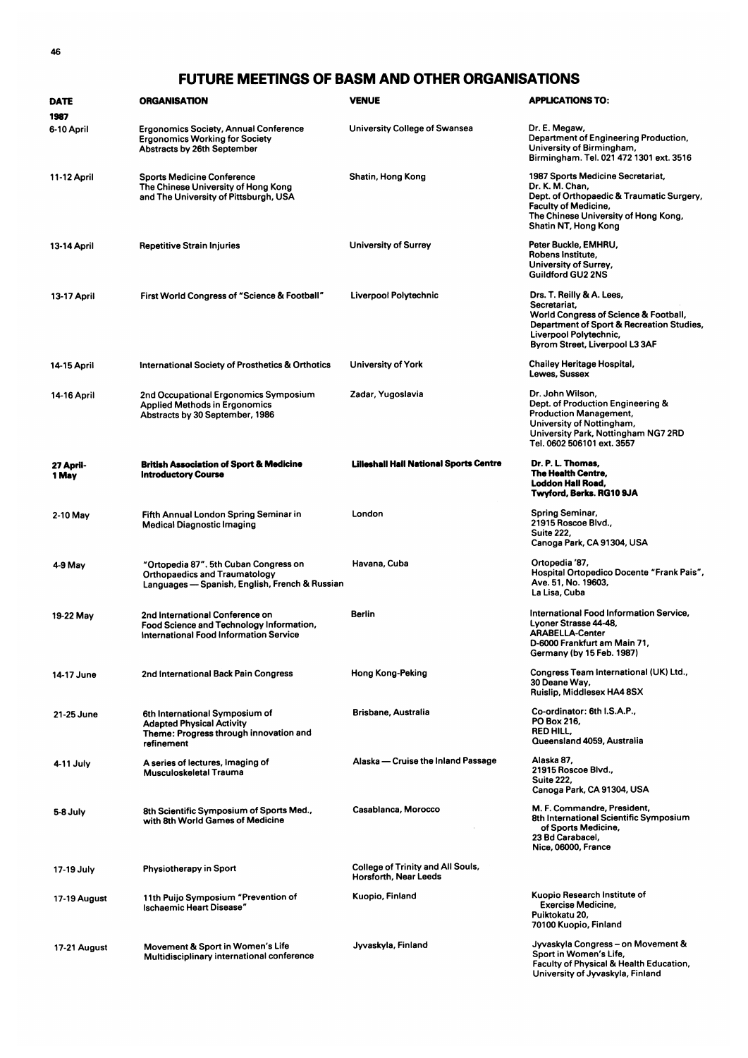# FUTURE MEETINGS OF BASM AND OTHER ORGANISATIONS

| DATE | ORGANISATION | VENUE | APPLICATIONS TO: |
|---|---|---|---|
| **1987** | | | |
| 6-10 April | Ergonomics Society, Annual Conference<br>Ergonomics Working for Society<br>Abstracts by 26th September | University College of Swansea | Dr. E. Megaw,<br>Department of Engineering Production,<br>University of Birmingham,<br>Birmingham. Tel. 021 472 1301 ext. 3516 |
| 11-12 April | Sports Medicine Conference<br>The Chinese University of Hong Kong<br>and The University of Pittsburgh, USA | Shatin, Hong Kong | 1987 Sports Medicine Secretariat,<br>Dr. K. M. Chan,<br>Dept. of Orthopaedic & Traumatic Surgery,<br>Faculty of Medicine,<br>The Chinese University of Hong Kong,<br>Shatin NT, Hong Kong |
| 13-14 April | Repetitive Strain Injuries | University of Surrey | Peter Buckle, EMHRU,<br>Robens Institute,<br>University of Surrey,<br>Guildford GU2 2NS |
| 13-17 April | First World Congress of "Science & Football" | Liverpool Polytechnic | Drs. T. Reilly & A. Lees,<br>Secretariat,<br>World Congress of Science & Football,<br>Department of Sport & Recreation Studies,<br>Liverpool Polytechnic,<br>Byrom Street, Liverpool L3 3AF |
| 14-15 April | International Society of Prosthetics & Orthotics | University of York | Chailey Heritage Hospital,<br>Lewes, Sussex |
| 14-16 April | 2nd Occupational Ergonomics Symposium<br>Applied Methods in Ergonomics<br>Abstracts by 30 September, 1986 | Zadar, Yugoslavia | Dr. John Wilson,<br>Dept. of Production Engineering &<br>Production Management,<br>University of Nottingham,<br>University Park, Nottingham NG7 2RD<br>Tel. 0602 506101 ext. 3557 |
| **27 April-<br>1 May** | **British Association of Sport & Medicine<br>Introductory Course** | **Lilleshall Hall National Sports Centre** | **Dr. P. L. Thomas,<br>The Health Centre,<br>Loddon Hall Road,<br>Twyford, Berks. RG10 9JA** |
| 2-10 May | Fifth Annual London Spring Seminar in<br>Medical Diagnostic Imaging | London | Spring Seminar,<br>21915 Roscoe Blvd.,<br>Suite 222,<br>Canoga Park, CA 91304, USA |
| 4-9 May | "Ortopedia 87". 5th Cuban Congress on<br>Orthopaedics and Traumatology<br>Languages — Spanish, English, French & Russian | Havana, Cuba | Ortopedia '87,<br>Hospital Ortopedico Docente "Frank Pais",<br>Ave. 51, No. 19603,<br>La Lisa, Cuba |
| 19-22 May | 2nd International Conference on<br>Food Science and Technology Information,<br>International Food Information Service | Berlin | International Food Information Service,<br>Lyoner Strasse 44-48,<br>ARABELLA-Center<br>D-6000 Frankfurt am Main 71,<br>Germany (by 15 Feb. 1987) |
| 14-17 June | 2nd International Back Pain Congress | Hong Kong-Peking | Congress Team International (UK) Ltd.,<br>30 Deane Way,<br>Ruislip, Middlesex HA4 8SX |
| 21-25 June | 6th International Symposium of<br>Adapted Physical Activity<br>Theme: Progress through innovation and<br>refinement | Brisbane, Australia | Co-ordinator: 6th I.S.A.P.,<br>PO Box 216,<br>RED HILL,<br>Queensland 4059, Australia |
| 4-11 July | A series of lectures, Imaging of<br>Musculoskeletal Trauma | Alaska — Cruise the Inland Passage | Alaska 87,<br>21915 Roscoe Blvd.,<br>Suite 222,<br>Canoga Park, CA 91304, USA |
| 5-8 July | 8th Scientific Symposium of Sports Med.,<br>with 8th World Games of Medicine | Casablanca, Morocco | M. F. Commandre, President,<br>8th International Scientific Symposium<br>of Sports Medicine,<br>23 Bd Carabacel,<br>Nice, 06000, France |
| 17-19 July | Physiotherapy in Sport | College of Trinity and All Souls,<br>Horsforth, Near Leeds | |
| 17-19 August | 11th Puijo Symposium "Prevention of<br>Ischaemic Heart Disease" | Kuopio, Finland | Kuopio Research Institute of<br>Exercise Medicine,<br>Puiktokatu 20,<br>70100 Kuopio, Finland |
| 17-21 August | Movement & Sport in Women's Life<br>Multidisciplinary international conference | Jyvaskyla, Finland | Jyvaskyla Congress – on Movement &<br>Sport in Women's Life,<br>Faculty of Physical & Health Education,<br>University of Jyvaskyla, Finland |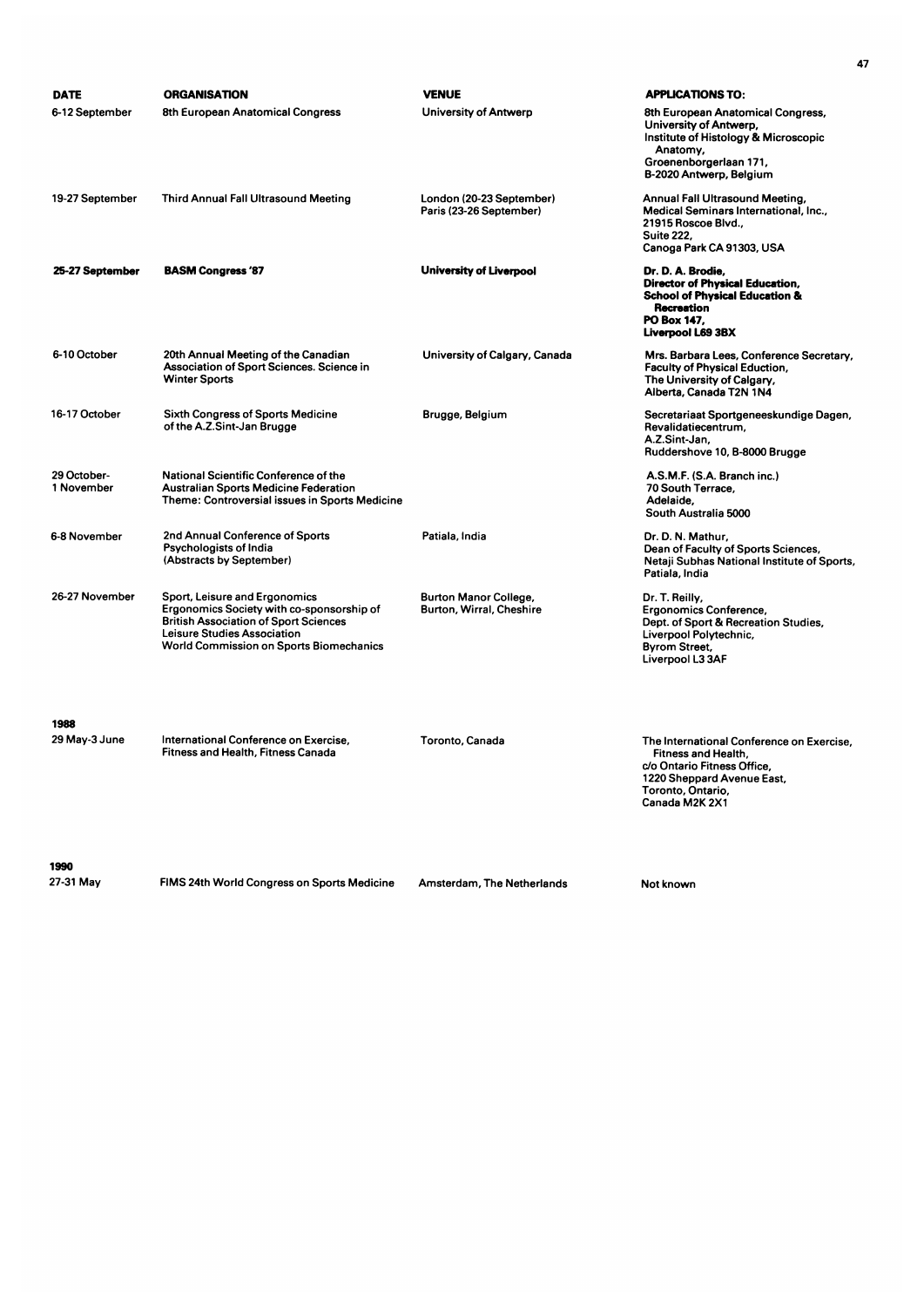| DATE | ORGANISATION | VENUE | APPLICATIONS TO: |
| --- | --- | --- | --- |
| 6-12 September | 8th European Anatomical Congress | University of Antwerp | 8th European Anatomical Congress, University of Antwerp, Institute of Histology & Microscopic Anatomy, Groenenborgerlaan 171, B-2020 Antwerp, Belgium |
| 19-27 September | Third Annual Fall Ultrasound Meeting | London (20-23 September) Paris (23-26 September) | Annual Fall Ultrasound Meeting, Medical Seminars International, Inc., 21915 Roscoe Blvd., Suite 222, Canoga Park CA 91303, USA |
| **25-27 September** | **BASM Congress '87** | **University of Liverpool** | **Dr. D. A. Brodie, Director of Physical Education, School of Physical Education & Recreation PO Box 147, Liverpool L69 3BX** |
| 6-10 October | 20th Annual Meeting of the Canadian Association of Sport Sciences. Science in Winter Sports | University of Calgary, Canada | Mrs. Barbara Lees, Conference Secretary, Faculty of Physical Eduction, The University of Calgary, Alberta, Canada T2N 1N4 |
| 16-17 October | Sixth Congress of Sports Medicine of the A.Z.Sint-Jan Brugge | Brugge, Belgium | Secretariaat Sportgeneeskundige Dagen, Revalidatiecentrum, A.Z.Sint-Jan, Ruddershove 10, B-8000 Brugge |
| 29 October-1 November | National Scientific Conference of the Australian Sports Medicine Federation Theme: Controversial issues in Sports Medicine | | A.S.M.F. (S.A. Branch inc.) 70 South Terrace, Adelaide, South Australia 5000 |
| 6-8 November | 2nd Annual Conference of Sports Psychologists of India (Abstracts by September) | Patiala, India | Dr. D. N. Mathur, Dean of Faculty of Sports Sciences, Netaji Subhas National Institute of Sports, Patiala, India |
| 26-27 November | Sport, Leisure and Ergonomics Ergonomics Society with co-sponsorship of British Association of Sport Sciences Leisure Studies Association World Commission on Sports Biomechanics | Burton Manor College, Burton, Wirral, Cheshire | Dr. T. Reilly, Ergonomics Conference, Dept. of Sport & Recreation Studies, Liverpool Polytechnic, Byrom Street, Liverpool L3 3AF |
| **1988** | | | |
| 29 May-3 June | International Conference on Exercise, Fitness and Health, Fitness Canada | Toronto, Canada | The International Conference on Exercise, Fitness and Health, c/o Ontario Fitness Office, 1220 Sheppard Avenue East, Toronto, Ontario, Canada M2K 2X1 |
| **1990** | | | |
| 27-31 May | FIMS 24th World Congress on Sports Medicine | Amsterdam, The Netherlands | Not known |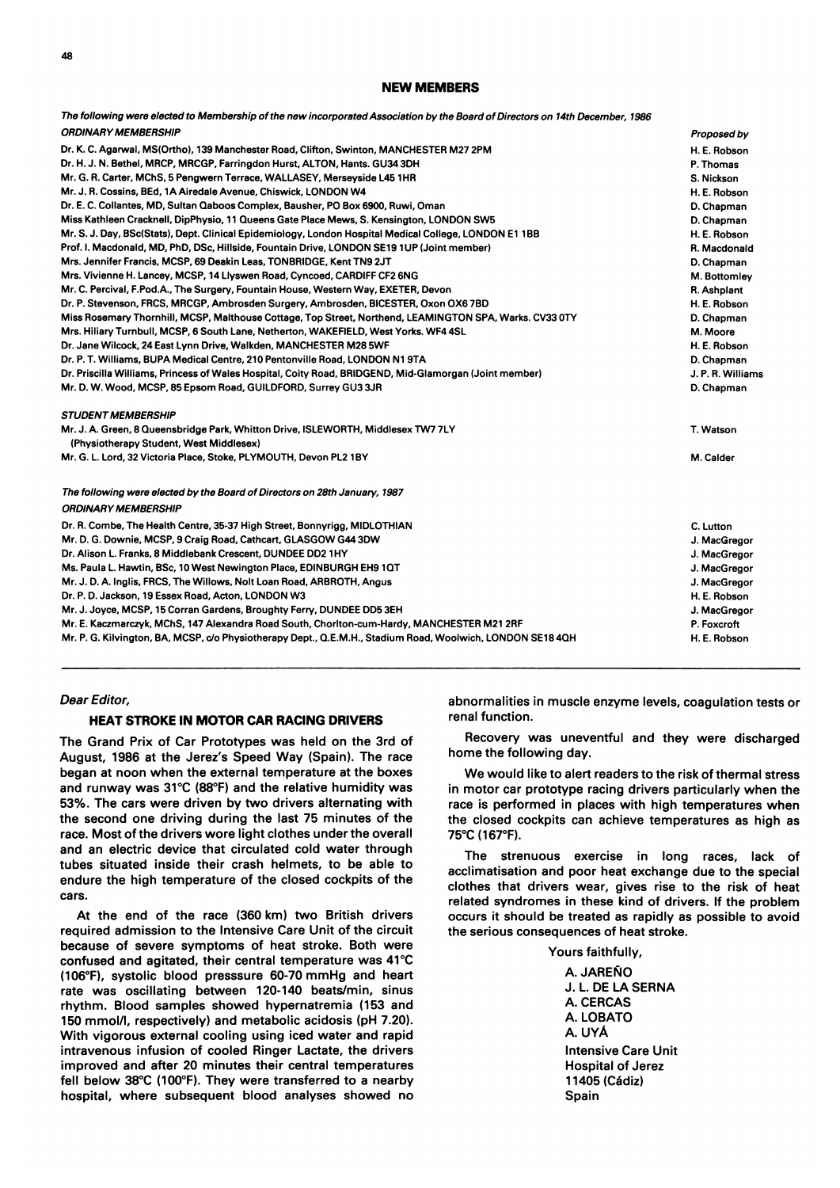## NEW MEMBERS

*The following were elected to Membership of the new incorporated Association by the Board of Directors on 14th December, 1986*

| *ORDINARY MEMBERSHIP* | *Proposed by* |
|---|---|
| Dr. K. C. Agarwal, MS(Ortho), 139 Manchester Road, Clifton, Swinton, MANCHESTER M27 2PM | H. E. Robson |
| Dr. H. J. N. Bethel, MRCP, MRCGP, Farringdon Hurst, ALTON, Hants. GU34 3DH | P. Thomas |
| Mr. G. R. Carter, MChS, 5 Pengwern Terrace, WALLASEY, Merseyside L45 1HR | S. Nickson |
| Mr. J. R. Cossins, BEd, 1A Airedale Avenue, Chiswick, LONDON W4 | H. E. Robson |
| Dr. E. C. Collantes, MD, Sultan Qaboos Complex, Bausher, PO Box 6900, Ruwi, Oman | D. Chapman |
| Miss Kathleen Cracknell, DipPhysio, 11 Queens Gate Place Mews, S. Kensington, LONDON SW5 | D. Chapman |
| Mr. S. J. Day, BSc(Stats), Dept. Clinical Epidemiology, London Hospital Medical College, LONDON E1 1BB | H. E. Robson |
| Prof. I. Macdonald, MD, PhD, DSc, Hillside, Fountain Drive, LONDON SE19 1UP (Joint member) | R. Macdonald |
| Mrs. Jennifer Francis, MCSP, 69 Deakin Leas, TONBRIDGE, Kent TN9 2JT | D. Chapman |
| Mrs. Vivienne H. Lancey, MCSP, 14 Llyswen Road, Cyncoed, CARDIFF CF2 6NG | M. Bottomley |
| Mr. C. Percival, F.Pod.A., The Surgery, Fountain House, Western Way, EXETER, Devon | R. Ashplant |
| Dr. P. Stevenson, FRCS, MRCGP, Ambrosden Surgery, Ambrosden, BICESTER, Oxon OX6 7BD | H. E. Robson |
| Miss Rosemary Thornhill, MCSP, Malthouse Cottage, Top Street, Northend, LEAMINGTON SPA, Warks. CV33 0TY | D. Chapman |
| Mrs. Hiliary Turnbull, MCSP, 6 South Lane, Netherton, WAKEFIELD, West Yorks. WF4 4SL | M. Moore |
| Dr. Jane Wilcock, 24 East Lynn Drive, Walkden, MANCHESTER M28 5WF | H. E. Robson |
| Dr. P. T. Williams, BUPA Medical Centre, 210 Pentonville Road, LONDON N1 9TA | D. Chapman |
| Dr. Priscilla Williams, Princess of Wales Hospital, Coity Road, BRIDGEND, Mid-Glamorgan (Joint member) | J. P. R. Williams |
| Mr. D. W. Wood, MCSP, 85 Epsom Road, GUILDFORD, Surrey GU3 3JR | D. Chapman |
| *STUDENT MEMBERSHIP* | |
| Mr. J. A. Green, 8 Queensbridge Park, Whitton Drive, ISLEWORTH, Middlesex TW7 7LY (Physiotherapy Student, West Middlesex) | T. Watson |
| Mr. G. L. Lord, 32 Victoria Place, Stoke, PLYMOUTH, Devon PL2 1BY | M. Calder |

*The following were elected by the Board of Directors on 28th January, 1987*

| *ORDINARY MEMBERSHIP* | |
|---|---|
| Dr. R. Combe, The Health Centre, 35-37 High Street, Bonnyrigg, MIDLOTHIAN | C. Lutton |
| Mr. D. G. Downie, MCSP, 9 Craig Road, Cathcart, GLASGOW G44 3DW | J. MacGregor |
| Dr. Alison L. Franks, 8 Middlebank Crescent, DUNDEE DD2 1HY | J. MacGregor |
| Ms. Paula L. Hawtin, BSc, 10 West Newington Place, EDINBURGH EH9 1QT | J. MacGregor |
| Mr. J. D. A. Inglis, FRCS, The Willows, Nolt Loan Road, ARBROTH, Angus | J. MacGregor |
| Dr. P. D. Jackson, 19 Essex Road, Acton, LONDON W3 | H. E. Robson |
| Mr. J. Joyce, MCSP, 15 Corran Gardens, Broughty Ferry, DUNDEE DD5 3EH | J. MacGregor |
| Mr. E. Kaczmarczyk, MChS, 147 Alexandra Road South, Chorlton-cum-Hardy, MANCHESTER M21 2RF | P. Foxcroft |
| Mr. P. G. Kilvington, BA, MCSP, c/o Physiotherapy Dept., Q.E.M.H., Stadium Road, Woolwich, LONDON SE18 4QH | H. E. Robson |

---

*Dear Editor,*

### HEAT STROKE IN MOTOR CAR RACING DRIVERS

The Grand Prix of Car Prototypes was held on the 3rd of August, 1986 at the Jerez's Speed Way (Spain). The race began at noon when the external temperature at the boxes and runway was 31°C (88°F) and the relative humidity was 53%. The cars were driven by two drivers alternating with the second one driving during the last 75 minutes of the race. Most of the drivers wore light clothes under the overall and an electric device that circulated cold water through tubes situated inside their crash helmets, to be able to endure the high temperature of the closed cockpits of the cars.

At the end of the race (360 km) two British drivers required admission to the Intensive Care Unit of the circuit because of severe symptoms of heat stroke. Both were confused and agitated, their central temperature was 41°C (106°F), systolic blood presssure 60-70 mmHg and heart rate was oscillating between 120-140 beats/min, sinus rhythm. Blood samples showed hypernatremia (153 and 150 mmol/l, respectively) and metabolic acidosis (pH 7.20). With vigorous external cooling using iced water and rapid intravenous infusion of cooled Ringer Lactate, the drivers improved and after 20 minutes their central temperatures fell below 38°C (100°F). They were transferred to a nearby hospital, where subsequent blood analyses showed no abnormalities in muscle enzyme levels, coagulation tests or renal function.

Recovery was uneventful and they were discharged home the following day.

We would like to alert readers to the risk of thermal stress in motor car prototype racing drivers particularly when the race is performed in places with high temperatures when the closed cockpits can achieve temperatures as high as 75°C (167°F).

The strenuous exercise in long races, lack of acclimatisation and poor heat exchange due to the special clothes that drivers wear, gives rise to the risk of heat related syndromes in these kind of drivers. If the problem occurs it should be treated as rapidly as possible to avoid the serious consequences of heat stroke.

Yours faithfully,

A. JAREÑO
J. L. DE LA SERNA
A. CERCAS
A. LOBATO
A. UYÁ
Intensive Care Unit
Hospital of Jerez
11405 (Cádiz)
Spain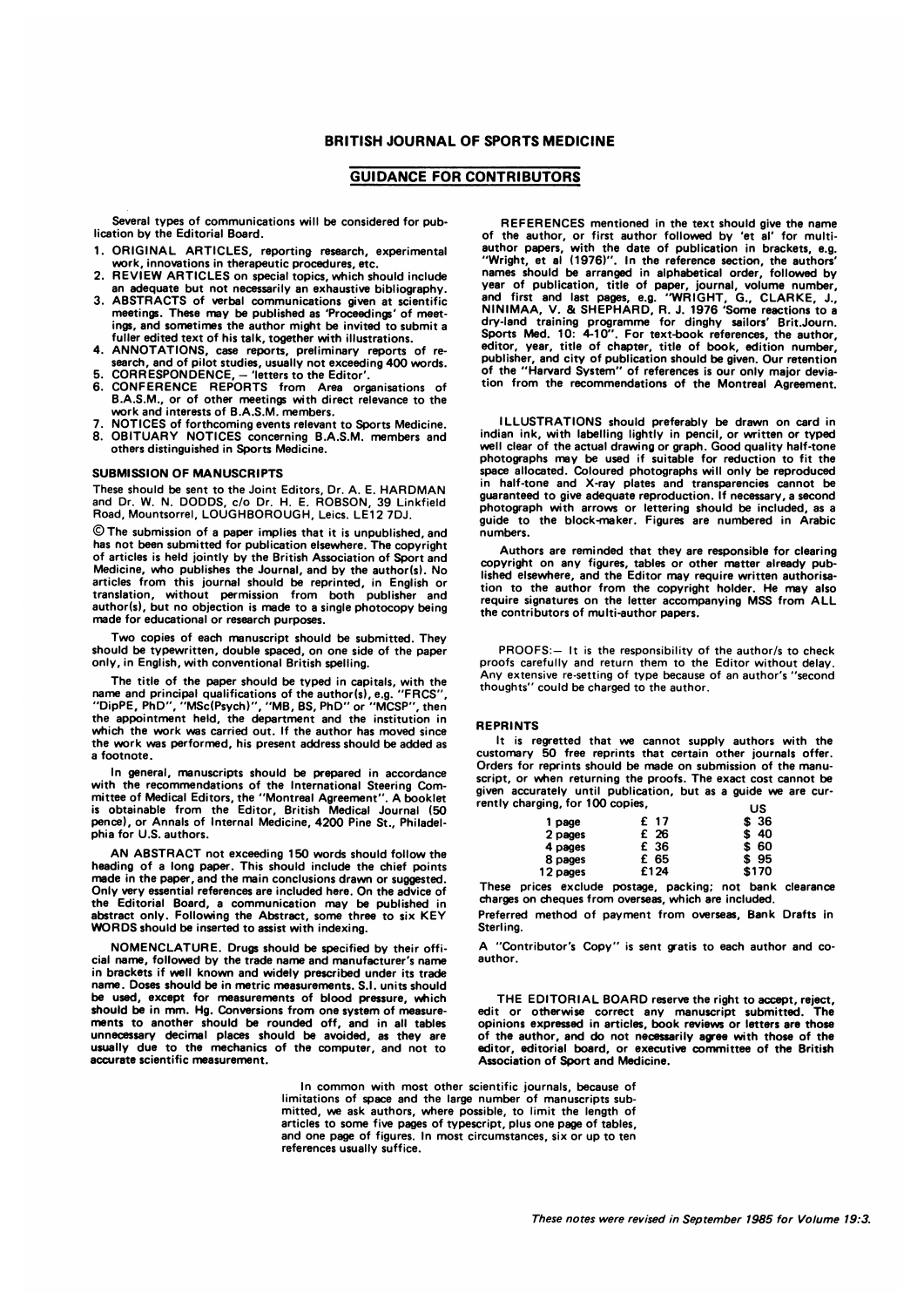## BRITISH JOURNAL OF SPORTS MEDICINE

## GUIDANCE FOR CONTRIBUTORS

Several types of communications will be considered for publication by the Editorial Board.

1. ORIGINAL ARTICLES, reporting research, experimental work, innovations in therapeutic procedures, etc.
2. REVIEW ARTICLES on special topics, which should include an adequate but not necessarily an exhaustive bibliography.
3. ABSTRACTS of verbal communications given at scientific meetings. These may be published as 'Proceedings' of meetings, and sometimes the author might be invited to submit a fuller edited text of his talk, together with illustrations.
4. ANNOTATIONS, case reports, preliminary reports of research, and of pilot studies, usually not exceeding 400 words.
5. CORRESPONDENCE, — 'letters to the Editor'.
6. CONFERENCE REPORTS from Area organisations of B.A.S.M., or of other meetings with direct relevance to the work and interests of B.A.S.M. members.
7. NOTICES of forthcoming events relevant to Sports Medicine.
8. OBITUARY NOTICES concerning B.A.S.M. members and others distinguished in Sports Medicine.

### SUBMISSION OF MANUSCRIPTS

These should be sent to the Joint Editors, Dr. A. E. HARDMAN and Dr. W. N. DODDS, c/o Dr. H. E. ROBSON, 39 Linkfield Road, Mountsorrel, LOUGHBOROUGH, Leics. LE12 7DJ.

© The submission of a paper implies that it is unpublished, and has not been submitted for publication elsewhere. The copyright of articles is held jointly by the British Association of Sport and Medicine, who publishes the Journal, and by the author(s). No articles from this journal should be reprinted, in English or translation, without permission from both publisher and author(s), but no objection is made to a single photocopy being made for educational or research purposes.

Two copies of each manuscript should be submitted. They should be typewritten, double spaced, on one side of the paper only, in English, with conventional British spelling.

The title of the paper should be typed in capitals, with the name and principal qualifications of the author(s), e.g. "FRCS", "DipPE, PhD", "MSc(Psych)", "MB, BS, PhD" or "MCSP", then the appointment held, the department and the institution in which the work was carried out. If the author has moved since the work was performed, his present address should be added as a footnote.

In general, manuscripts should be prepared in accordance with the recommendations of the International Steering Committee of Medical Editors, the "Montreal Agreement". A booklet is obtainable from the Editor, British Medical Journal (50 pence), or Annals of Internal Medicine, 4200 Pine St., Philadelphia for U.S. authors.

AN ABSTRACT not exceeding 150 words should follow the heading of a long paper. This should include the chief points made in the paper, and the main conclusions drawn or suggested. Only very essential references are included here. On the advice of the Editorial Board, a communication may be published in abstract only. Following the Abstract, some three to six KEY WORDS should be inserted to assist with indexing.

NOMENCLATURE. Drugs should be specified by their official name, followed by the trade name and manufacturer's name in brackets if well known and widely prescribed under its trade name. Doses should be in metric measurements. S.I. units should be used, except for measurements of blood pressure, which should be in mm. Hg. Conversions from one system of measurements to another should be rounded off, and in all tables unnecessary decimal places should be avoided, as they are usually due to the mechanics of the computer, and not to accurate scientific measurement.

REFERENCES mentioned in the text should give the name of the author, or first author followed by 'et al' for multi-author papers, with the date of publication in brackets, e.g. "Wright, et al (1976)". In the reference section, the authors' names should be arranged in alphabetical order, followed by year of publication, title of paper, journal, volume number, and first and last pages, e.g. "WRIGHT, G., CLARKE, J., NINIMAA, V. & SHEPHARD, R. J. 1976 'Some reactions to a dry-land training programme for dinghy sailors' Brit.Journ. Sports Med. 10: 4-10". For text-book references, the author, editor, year, title of chapter, title of book, edition number, publisher, and city of publication should be given. Our retention of the "Harvard System" of references is our only major deviation from the recommendations of the Montreal Agreement.

ILLUSTRATIONS should preferably be drawn on card in indian ink, with labelling lightly in pencil, or written or typed well clear of the actual drawing or graph. Good quality half-tone photographs may be used if suitable for reduction to fit the space allocated. Coloured photographs will only be reproduced in half-tone and X-ray plates and transparencies cannot be guaranteed to give adequate reproduction. If necessary, a second photograph with arrows or lettering should be included, as a guide to the block-maker. Figures are numbered in Arabic numbers.

Authors are reminded that they are responsible for clearing copyright on any figures, tables or other matter already published elsewhere, and the Editor may require written authorisation to the author from the copyright holder. He may also require signatures on the letter accompanying MSS from ALL the contributors of multi-author papers.

PROOFS:— It is the responsibility of the author/s to check proofs carefully and return them to the Editor without delay. Any extensive re-setting of type because of an author's "second thoughts" could be charged to the author.

### REPRINTS

It is regretted that we cannot supply authors with the customary 50 free reprints that certain other journals offer. Orders for reprints should be made on submission of the manuscript, or when returning the proofs. The exact cost cannot be given accurately until publication, but as a guide we are currently charging, for 100 copies,

| | | US |
|---|---|---|
| 1 page | £ 17 | $ 36 |
| 2 pages | £ 26 | $ 40 |
| 4 pages | £ 36 | $ 60 |
| 8 pages | £ 65 | $ 95 |
| 12 pages | £124 | $170 |

These prices exclude postage, packing; not bank clearance charges on cheques from overseas, which are included.

Preferred method of payment from overseas, Bank Drafts in Sterling.

A "Contributor's Copy" is sent gratis to each author and co-author.

THE EDITORIAL BOARD reserve the right to accept, reject, edit or otherwise correct any manuscript submitted. The opinions expressed in articles, book reviews or letters are those of the author, and do not necessarily agree with those of the editor, editorial board, or executive committee of the British Association of Sport and Medicine.

In common with most other scientific journals, because of limitations of space and the large number of manuscripts submitted, we ask authors, where possible, to limit the length of articles to some five pages of typescript, plus one page of tables, and one page of figures. In most circumstances, six or up to ten references usually suffice.

*These notes were revised in September 1985 for Volume 19:3.*